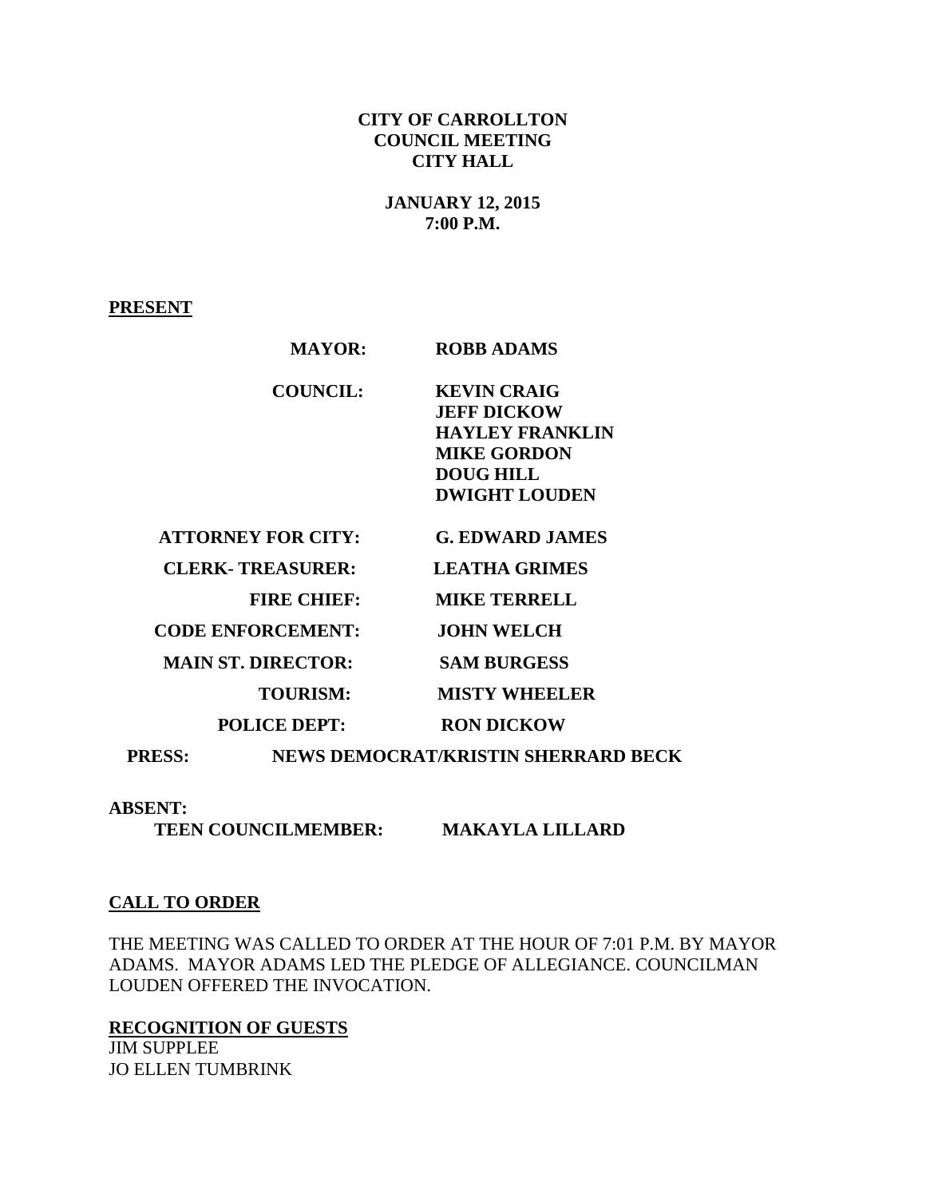**CITY OF CARROLLTON**
**COUNCIL MEETING**
**CITY HALL**

**JANUARY 12, 2015**
**7:00 P.M.**

**PRESENT**

| | |
|---|---|
| **MAYOR:** | **ROBB ADAMS** |
| **COUNCIL:** | **KEVIN CRAIG**<br>**JEFF DICKOW**<br>**HAYLEY FRANKLIN**<br>**MIKE GORDON**<br>**DOUG HILL**<br>**DWIGHT LOUDEN** |
| **ATTORNEY FOR CITY:** | **G. EDWARD JAMES** |
| **CLERK- TREASURER:** | **LEATHA GRIMES** |
| **FIRE CHIEF:** | **MIKE TERRELL** |
| **CODE ENFORCEMENT:** | **JOHN WELCH** |
| **MAIN ST. DIRECTOR:** | **SAM BURGESS** |
| **TOURISM:** | **MISTY WHEELER** |
| **POLICE DEPT:** | **RON DICKOW** |

**PRESS:** **NEWS DEMOCRAT/KRISTIN SHERRARD BECK**

**ABSENT:**
**TEEN COUNCILMEMBER:** **MAKAYLA LILLARD**

**CALL TO ORDER**

THE MEETING WAS CALLED TO ORDER AT THE HOUR OF 7:01 P.M. BY MAYOR ADAMS. MAYOR ADAMS LED THE PLEDGE OF ALLEGIANCE. COUNCILMAN LOUDEN OFFERED THE INVOCATION.

**RECOGNITION OF GUESTS**
JIM SUPPLEE
JO ELLEN TUMBRINK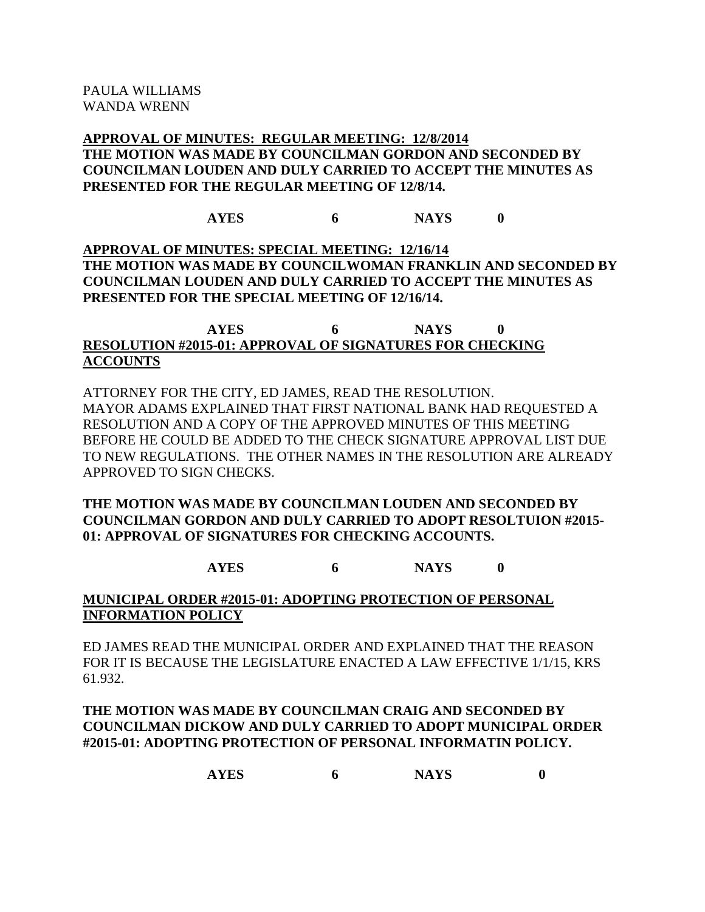PAULA WILLIAMS
WANDA WRENN

**APPROVAL OF MINUTES: REGULAR MEETING: 12/8/2014**
**THE MOTION WAS MADE BY COUNCILMAN GORDON AND SECONDED BY COUNCILMAN LOUDEN AND DULY CARRIED TO ACCEPT THE MINUTES AS PRESENTED FOR THE REGULAR MEETING OF 12/8/14.**

**AYES 6 NAYS 0**

**APPROVAL OF MINUTES: SPECIAL MEETING: 12/16/14**
**THE MOTION WAS MADE BY COUNCILWOMAN FRANKLIN AND SECONDED BY COUNCILMAN LOUDEN AND DULY CARRIED TO ACCEPT THE MINUTES AS PRESENTED FOR THE SPECIAL MEETING OF 12/16/14.**

**AYES 6 NAYS 0**

**RESOLUTION #2015-01: APPROVAL OF SIGNATURES FOR CHECKING ACCOUNTS**

ATTORNEY FOR THE CITY, ED JAMES, READ THE RESOLUTION. MAYOR ADAMS EXPLAINED THAT FIRST NATIONAL BANK HAD REQUESTED A RESOLUTION AND A COPY OF THE APPROVED MINUTES OF THIS MEETING BEFORE HE COULD BE ADDED TO THE CHECK SIGNATURE APPROVAL LIST DUE TO NEW REGULATIONS. THE OTHER NAMES IN THE RESOLUTION ARE ALREADY APPROVED TO SIGN CHECKS.

**THE MOTION WAS MADE BY COUNCILMAN LOUDEN AND SECONDED BY COUNCILMAN GORDON AND DULY CARRIED TO ADOPT RESOLTUION #2015-01: APPROVAL OF SIGNATURES FOR CHECKING ACCOUNTS.**

**AYES 6 NAYS 0**

**MUNICIPAL ORDER #2015-01: ADOPTING PROTECTION OF PERSONAL INFORMATION POLICY**

ED JAMES READ THE MUNICIPAL ORDER AND EXPLAINED THAT THE REASON FOR IT IS BECAUSE THE LEGISLATURE ENACTED A LAW EFFECTIVE 1/1/15, KRS 61.932.

**THE MOTION WAS MADE BY COUNCILMAN CRAIG AND SECONDED BY COUNCILMAN DICKOW AND DULY CARRIED TO ADOPT MUNICIPAL ORDER #2015-01: ADOPTING PROTECTION OF PERSONAL INFORMATIN POLICY.**

**AYES 6 NAYS 0**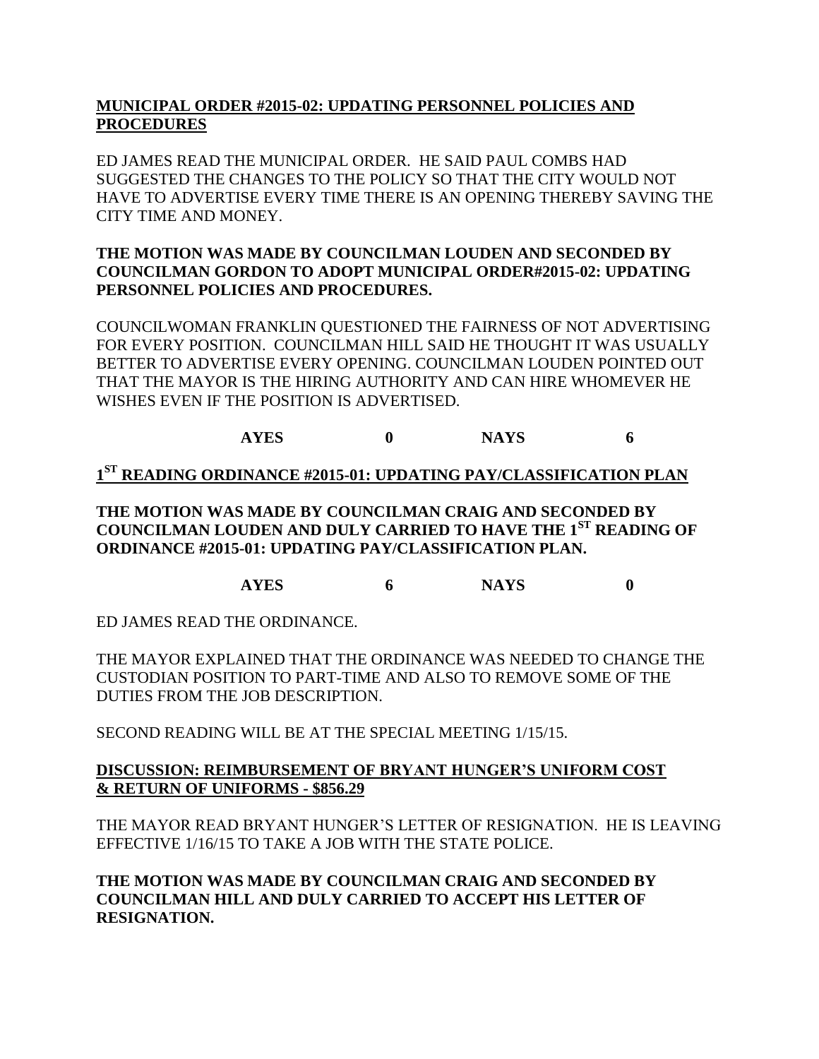**MUNICIPAL ORDER #2015-02: UPDATING PERSONNEL POLICIES AND PROCEDURES**

ED JAMES READ THE MUNICIPAL ORDER. HE SAID PAUL COMBS HAD SUGGESTED THE CHANGES TO THE POLICY SO THAT THE CITY WOULD NOT HAVE TO ADVERTISE EVERY TIME THERE IS AN OPENING THEREBY SAVING THE CITY TIME AND MONEY.

**THE MOTION WAS MADE BY COUNCILMAN LOUDEN AND SECONDED BY COUNCILMAN GORDON TO ADOPT MUNICIPAL ORDER#2015-02: UPDATING PERSONNEL POLICIES AND PROCEDURES.**

COUNCILWOMAN FRANKLIN QUESTIONED THE FAIRNESS OF NOT ADVERTISING FOR EVERY POSITION. COUNCILMAN HILL SAID HE THOUGHT IT WAS USUALLY BETTER TO ADVERTISE EVERY OPENING. COUNCILMAN LOUDEN POINTED OUT THAT THE MAYOR IS THE HIRING AUTHORITY AND CAN HIRE WHOMEVER HE WISHES EVEN IF THE POSITION IS ADVERTISED.

**AYES 0 NAYS 6**

**1ST READING ORDINANCE #2015-01: UPDATING PAY/CLASSIFICATION PLAN**

**THE MOTION WAS MADE BY COUNCILMAN CRAIG AND SECONDED BY COUNCILMAN LOUDEN AND DULY CARRIED TO HAVE THE 1ST READING OF ORDINANCE #2015-01: UPDATING PAY/CLASSIFICATION PLAN.**

**AYES 6 NAYS 0**

ED JAMES READ THE ORDINANCE.

THE MAYOR EXPLAINED THAT THE ORDINANCE WAS NEEDED TO CHANGE THE CUSTODIAN POSITION TO PART-TIME AND ALSO TO REMOVE SOME OF THE DUTIES FROM THE JOB DESCRIPTION.

SECOND READING WILL BE AT THE SPECIAL MEETING 1/15/15.

**DISCUSSION: REIMBURSEMENT OF BRYANT HUNGER'S UNIFORM COST & RETURN OF UNIFORMS - $856.29**

THE MAYOR READ BRYANT HUNGER'S LETTER OF RESIGNATION. HE IS LEAVING EFFECTIVE 1/16/15 TO TAKE A JOB WITH THE STATE POLICE.

**THE MOTION WAS MADE BY COUNCILMAN CRAIG AND SECONDED BY COUNCILMAN HILL AND DULY CARRIED TO ACCEPT HIS LETTER OF RESIGNATION.**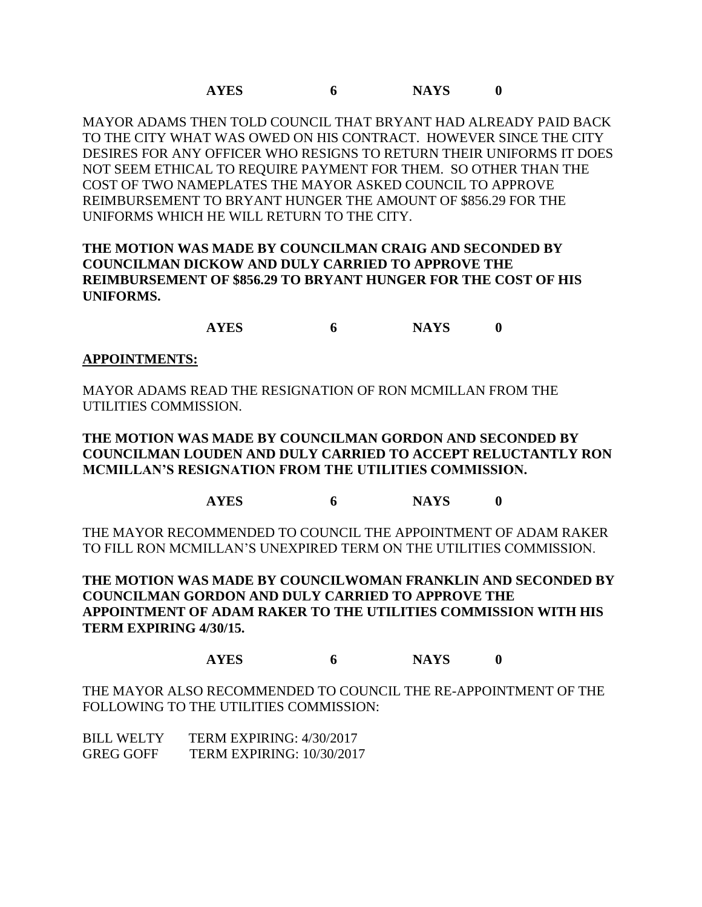**AYES 6 NAYS 0**

MAYOR ADAMS THEN TOLD COUNCIL THAT BRYANT HAD ALREADY PAID BACK TO THE CITY WHAT WAS OWED ON HIS CONTRACT. HOWEVER SINCE THE CITY DESIRES FOR ANY OFFICER WHO RESIGNS TO RETURN THEIR UNIFORMS IT DOES NOT SEEM ETHICAL TO REQUIRE PAYMENT FOR THEM. SO OTHER THAN THE COST OF TWO NAMEPLATES THE MAYOR ASKED COUNCIL TO APPROVE REIMBURSEMENT TO BRYANT HUNGER THE AMOUNT OF $856.29 FOR THE UNIFORMS WHICH HE WILL RETURN TO THE CITY.

**THE MOTION WAS MADE BY COUNCILMAN CRAIG AND SECONDED BY COUNCILMAN DICKOW AND DULY CARRIED TO APPROVE THE REIMBURSEMENT OF $856.29 TO BRYANT HUNGER FOR THE COST OF HIS UNIFORMS.**

**AYES 6 NAYS 0**

**APPOINTMENTS:**

MAYOR ADAMS READ THE RESIGNATION OF RON MCMILLAN FROM THE UTILITIES COMMISSION.

**THE MOTION WAS MADE BY COUNCILMAN GORDON AND SECONDED BY COUNCILMAN LOUDEN AND DULY CARRIED TO ACCEPT RELUCTANTLY RON MCMILLAN'S RESIGNATION FROM THE UTILITIES COMMISSION.**

**AYES 6 NAYS 0**

THE MAYOR RECOMMENDED TO COUNCIL THE APPOINTMENT OF ADAM RAKER TO FILL RON MCMILLAN'S UNEXPIRED TERM ON THE UTILITIES COMMISSION.

**THE MOTION WAS MADE BY COUNCILWOMAN FRANKLIN AND SECONDED BY COUNCILMAN GORDON AND DULY CARRIED TO APPROVE THE APPOINTMENT OF ADAM RAKER TO THE UTILITIES COMMISSION WITH HIS TERM EXPIRING 4/30/15.**

**AYES 6 NAYS 0**

THE MAYOR ALSO RECOMMENDED TO COUNCIL THE RE-APPOINTMENT OF THE FOLLOWING TO THE UTILITIES COMMISSION:

BILL WELTY TERM EXPIRING: 4/30/2017
GREG GOFF TERM EXPIRING: 10/30/2017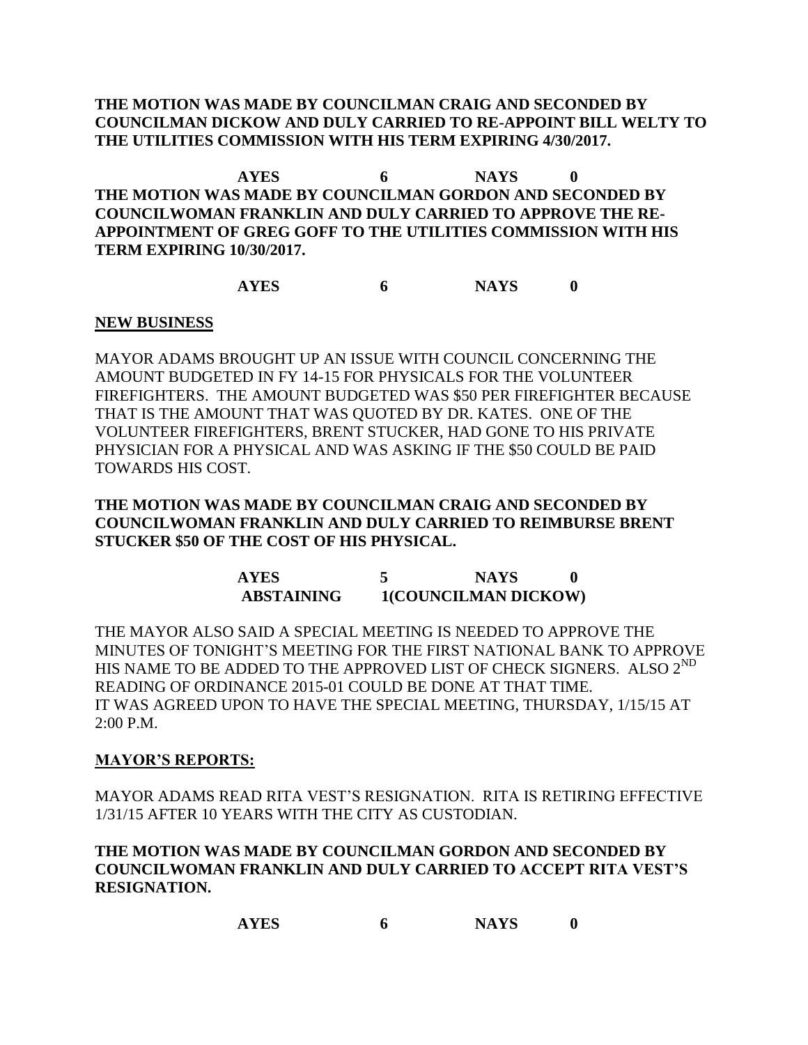**THE MOTION WAS MADE BY COUNCILMAN CRAIG AND SECONDED BY COUNCILMAN DICKOW AND DULY CARRIED TO RE-APPOINT BILL WELTY TO THE UTILITIES COMMISSION WITH HIS TERM EXPIRING 4/30/2017.**

**AYES 6 NAYS 0**

**THE MOTION WAS MADE BY COUNCILMAN GORDON AND SECONDED BY COUNCILWOMAN FRANKLIN AND DULY CARRIED TO APPROVE THE RE-APPOINTMENT OF GREG GOFF TO THE UTILITIES COMMISSION WITH HIS TERM EXPIRING 10/30/2017.**

**AYES 6 NAYS 0**

**NEW BUSINESS**

MAYOR ADAMS BROUGHT UP AN ISSUE WITH COUNCIL CONCERNING THE AMOUNT BUDGETED IN FY 14-15 FOR PHYSICALS FOR THE VOLUNTEER FIREFIGHTERS. THE AMOUNT BUDGETED WAS $50 PER FIREFIGHTER BECAUSE THAT IS THE AMOUNT THAT WAS QUOTED BY DR. KATES. ONE OF THE VOLUNTEER FIREFIGHTERS, BRENT STUCKER, HAD GONE TO HIS PRIVATE PHYSICIAN FOR A PHYSICAL AND WAS ASKING IF THE $50 COULD BE PAID TOWARDS HIS COST.

**THE MOTION WAS MADE BY COUNCILMAN CRAIG AND SECONDED BY COUNCILWOMAN FRANKLIN AND DULY CARRIED TO REIMBURSE BRENT STUCKER $50 OF THE COST OF HIS PHYSICAL.**

**AYES 5 NAYS 0**
**ABSTAINING 1(COUNCILMAN DICKOW)**

THE MAYOR ALSO SAID A SPECIAL MEETING IS NEEDED TO APPROVE THE MINUTES OF TONIGHT'S MEETING FOR THE FIRST NATIONAL BANK TO APPROVE HIS NAME TO BE ADDED TO THE APPROVED LIST OF CHECK SIGNERS. ALSO 2ND READING OF ORDINANCE 2015-01 COULD BE DONE AT THAT TIME.
IT WAS AGREED UPON TO HAVE THE SPECIAL MEETING, THURSDAY, 1/15/15 AT 2:00 P.M.

**MAYOR'S REPORTS:**

MAYOR ADAMS READ RITA VEST'S RESIGNATION. RITA IS RETIRING EFFECTIVE 1/31/15 AFTER 10 YEARS WITH THE CITY AS CUSTODIAN.

**THE MOTION WAS MADE BY COUNCILMAN GORDON AND SECONDED BY COUNCILWOMAN FRANKLIN AND DULY CARRIED TO ACCEPT RITA VEST'S RESIGNATION.**

**AYES 6 NAYS 0**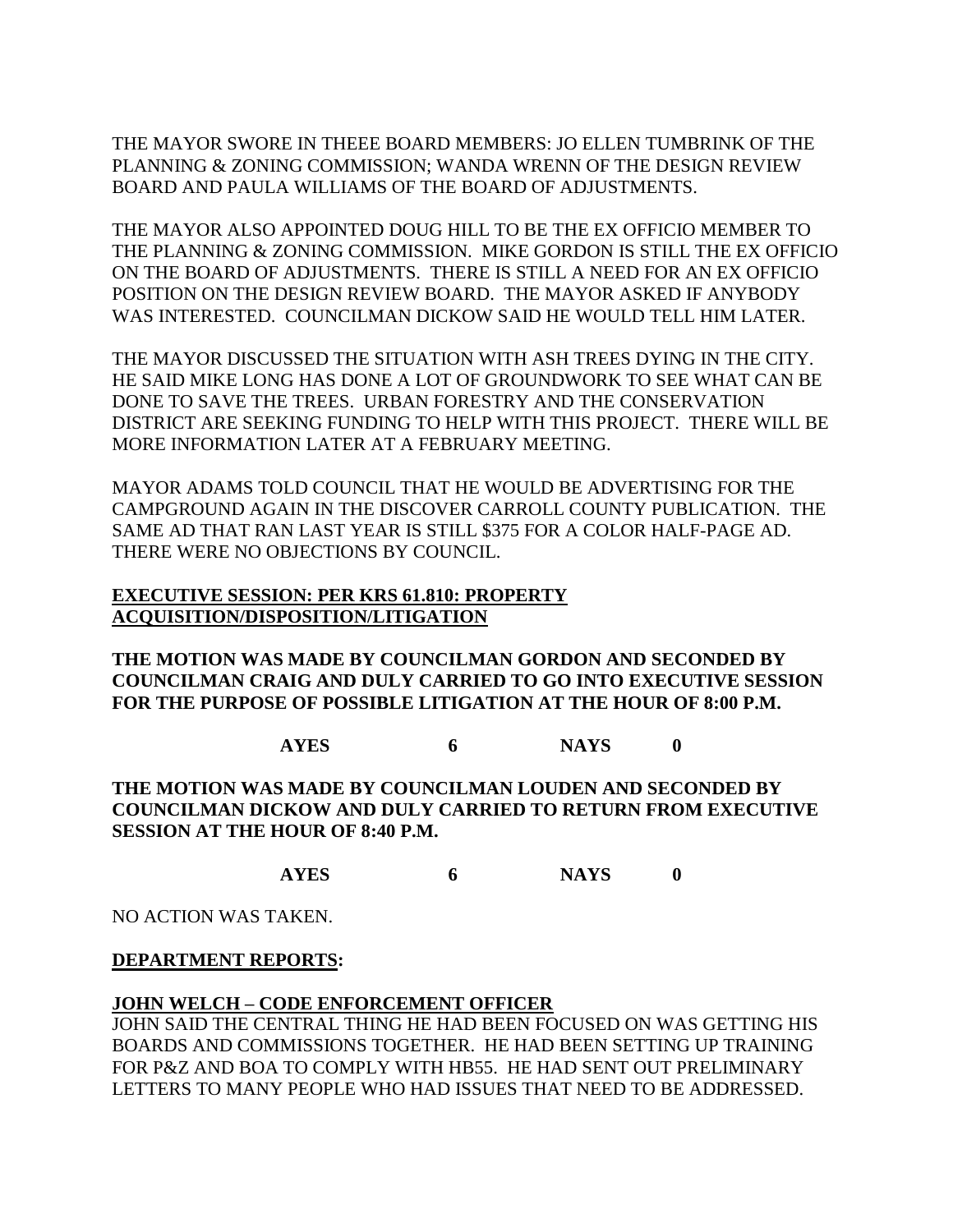THE MAYOR SWORE IN THEEE BOARD MEMBERS: JO ELLEN TUMBRINK OF THE PLANNING & ZONING COMMISSION; WANDA WRENN OF THE DESIGN REVIEW BOARD AND PAULA WILLIAMS OF THE BOARD OF ADJUSTMENTS.

THE MAYOR ALSO APPOINTED DOUG HILL TO BE THE EX OFFICIO MEMBER TO THE PLANNING & ZONING COMMISSION. MIKE GORDON IS STILL THE EX OFFICIO ON THE BOARD OF ADJUSTMENTS. THERE IS STILL A NEED FOR AN EX OFFICIO POSITION ON THE DESIGN REVIEW BOARD. THE MAYOR ASKED IF ANYBODY WAS INTERESTED. COUNCILMAN DICKOW SAID HE WOULD TELL HIM LATER.

THE MAYOR DISCUSSED THE SITUATION WITH ASH TREES DYING IN THE CITY. HE SAID MIKE LONG HAS DONE A LOT OF GROUNDWORK TO SEE WHAT CAN BE DONE TO SAVE THE TREES. URBAN FORESTRY AND THE CONSERVATION DISTRICT ARE SEEKING FUNDING TO HELP WITH THIS PROJECT. THERE WILL BE MORE INFORMATION LATER AT A FEBRUARY MEETING.

MAYOR ADAMS TOLD COUNCIL THAT HE WOULD BE ADVERTISING FOR THE CAMPGROUND AGAIN IN THE DISCOVER CARROLL COUNTY PUBLICATION. THE SAME AD THAT RAN LAST YEAR IS STILL $375 FOR A COLOR HALF-PAGE AD. THERE WERE NO OBJECTIONS BY COUNCIL.

**EXECUTIVE SESSION: PER KRS 61.810: PROPERTY ACQUISITION/DISPOSITION/LITIGATION**

**THE MOTION WAS MADE BY COUNCILMAN GORDON AND SECONDED BY COUNCILMAN CRAIG AND DULY CARRIED TO GO INTO EXECUTIVE SESSION FOR THE PURPOSE OF POSSIBLE LITIGATION AT THE HOUR OF 8:00 P.M.**

**AYES 6 NAYS 0**

**THE MOTION WAS MADE BY COUNCILMAN LOUDEN AND SECONDED BY COUNCILMAN DICKOW AND DULY CARRIED TO RETURN FROM EXECUTIVE SESSION AT THE HOUR OF 8:40 P.M.**

**AYES 6 NAYS 0**

NO ACTION WAS TAKEN.

**DEPARTMENT REPORTS:**

**JOHN WELCH – CODE ENFORCEMENT OFFICER**

JOHN SAID THE CENTRAL THING HE HAD BEEN FOCUSED ON WAS GETTING HIS BOARDS AND COMMISSIONS TOGETHER. HE HAD BEEN SETTING UP TRAINING FOR P&Z AND BOA TO COMPLY WITH HB55. HE HAD SENT OUT PRELIMINARY LETTERS TO MANY PEOPLE WHO HAD ISSUES THAT NEED TO BE ADDRESSED.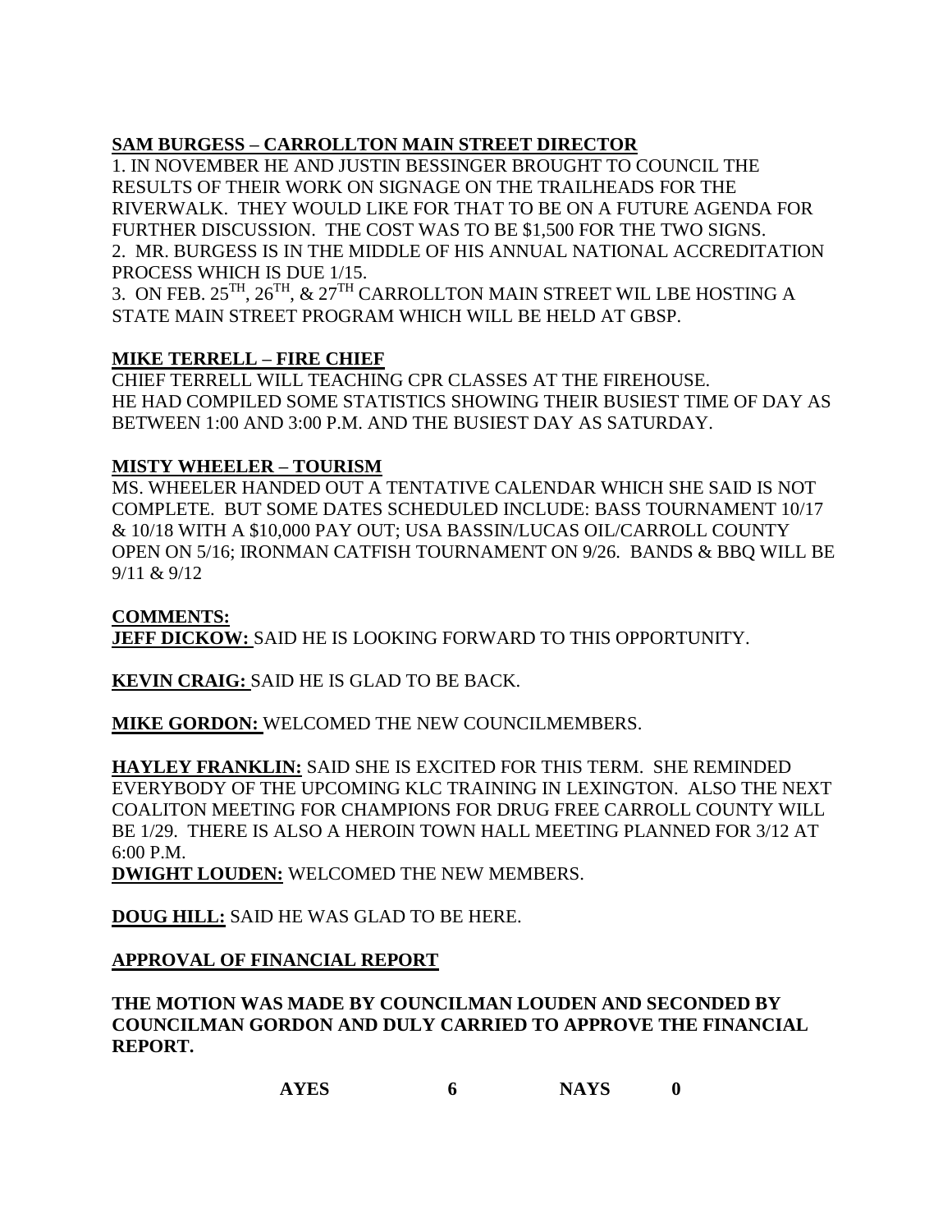**SAM BURGESS – CARROLLTON MAIN STREET DIRECTOR**

1. IN NOVEMBER HE AND JUSTIN BESSINGER BROUGHT TO COUNCIL THE RESULTS OF THEIR WORK ON SIGNAGE ON THE TRAILHEADS FOR THE RIVERWALK. THEY WOULD LIKE FOR THAT TO BE ON A FUTURE AGENDA FOR FURTHER DISCUSSION. THE COST WAS TO BE $1,500 FOR THE TWO SIGNS.
2. MR. BURGESS IS IN THE MIDDLE OF HIS ANNUAL NATIONAL ACCREDITATION PROCESS WHICH IS DUE 1/15.
3. ON FEB. 25TH, 26TH, & 27TH CARROLLTON MAIN STREET WIL LBE HOSTING A STATE MAIN STREET PROGRAM WHICH WILL BE HELD AT GBSP.

**MIKE TERRELL – FIRE CHIEF**

CHIEF TERRELL WILL TEACHING CPR CLASSES AT THE FIREHOUSE.
HE HAD COMPILED SOME STATISTICS SHOWING THEIR BUSIEST TIME OF DAY AS BETWEEN 1:00 AND 3:00 P.M. AND THE BUSIEST DAY AS SATURDAY.

**MISTY WHEELER – TOURISM**

MS. WHEELER HANDED OUT A TENTATIVE CALENDAR WHICH SHE SAID IS NOT COMPLETE. BUT SOME DATES SCHEDULED INCLUDE: BASS TOURNAMENT 10/17 & 10/18 WITH A $10,000 PAY OUT; USA BASSIN/LUCAS OIL/CARROLL COUNTY OPEN ON 5/16; IRONMAN CATFISH TOURNAMENT ON 9/26. BANDS & BBQ WILL BE 9/11 & 9/12

**COMMENTS:**

**JEFF DICKOW:** SAID HE IS LOOKING FORWARD TO THIS OPPORTUNITY.

**KEVIN CRAIG:** SAID HE IS GLAD TO BE BACK.

**MIKE GORDON:** WELCOMED THE NEW COUNCILMEMBERS.

**HAYLEY FRANKLIN:** SAID SHE IS EXCITED FOR THIS TERM. SHE REMINDED EVERYBODY OF THE UPCOMING KLC TRAINING IN LEXINGTON. ALSO THE NEXT COALITON MEETING FOR CHAMPIONS FOR DRUG FREE CARROLL COUNTY WILL BE 1/29. THERE IS ALSO A HEROIN TOWN HALL MEETING PLANNED FOR 3/12 AT 6:00 P.M.

**DWIGHT LOUDEN:** WELCOMED THE NEW MEMBERS.

**DOUG HILL:** SAID HE WAS GLAD TO BE HERE.

**APPROVAL OF FINANCIAL REPORT**

**THE MOTION WAS MADE BY COUNCILMAN LOUDEN AND SECONDED BY COUNCILMAN GORDON AND DULY CARRIED TO APPROVE THE FINANCIAL REPORT.**

**AYES 6 NAYS 0**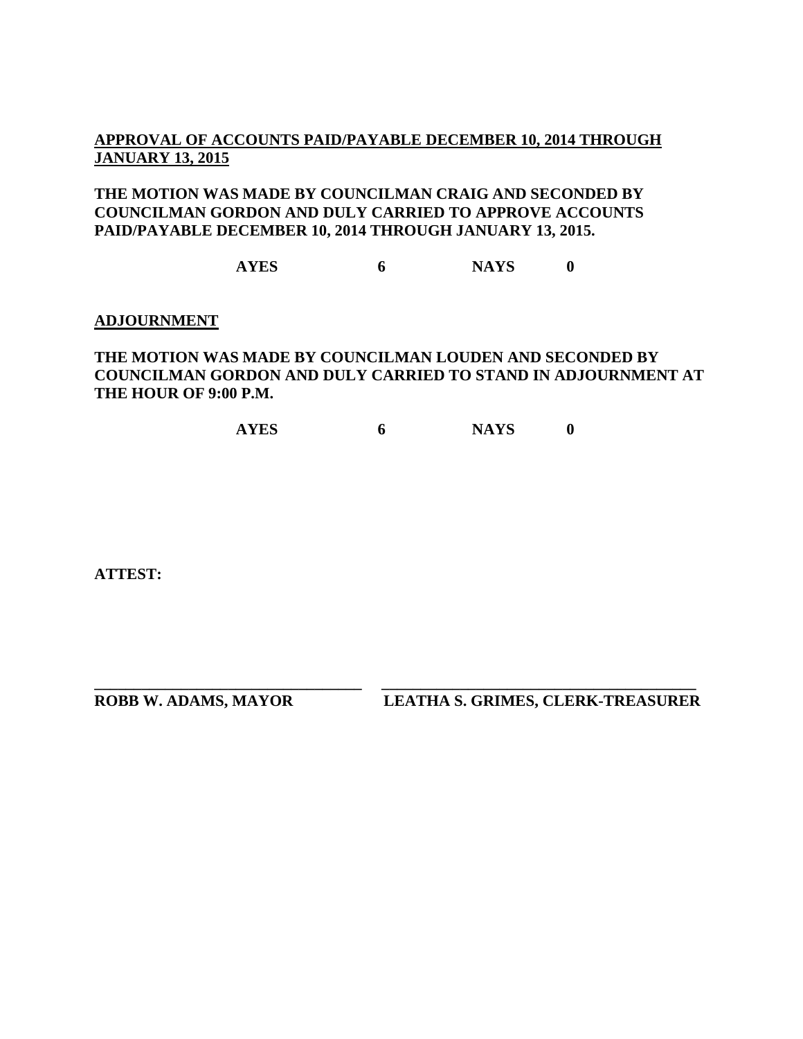**APPROVAL OF ACCOUNTS PAID/PAYABLE DECEMBER 10, 2014 THROUGH JANUARY 13, 2015**

**THE MOTION WAS MADE BY COUNCILMAN CRAIG AND SECONDED BY COUNCILMAN GORDON AND DULY CARRIED TO APPROVE ACCOUNTS PAID/PAYABLE DECEMBER 10, 2014 THROUGH JANUARY 13, 2015.**

**AYES 6 NAYS 0**

**ADJOURNMENT**

**THE MOTION WAS MADE BY COUNCILMAN LOUDEN AND SECONDED BY COUNCILMAN GORDON AND DULY CARRIED TO STAND IN ADJOURNMENT AT THE HOUR OF 9:00 P.M.**

**AYES 6 NAYS 0**

**ATTEST:**

**ROBB W. ADAMS, MAYOR**

**LEATHA S. GRIMES, CLERK-TREASURER**